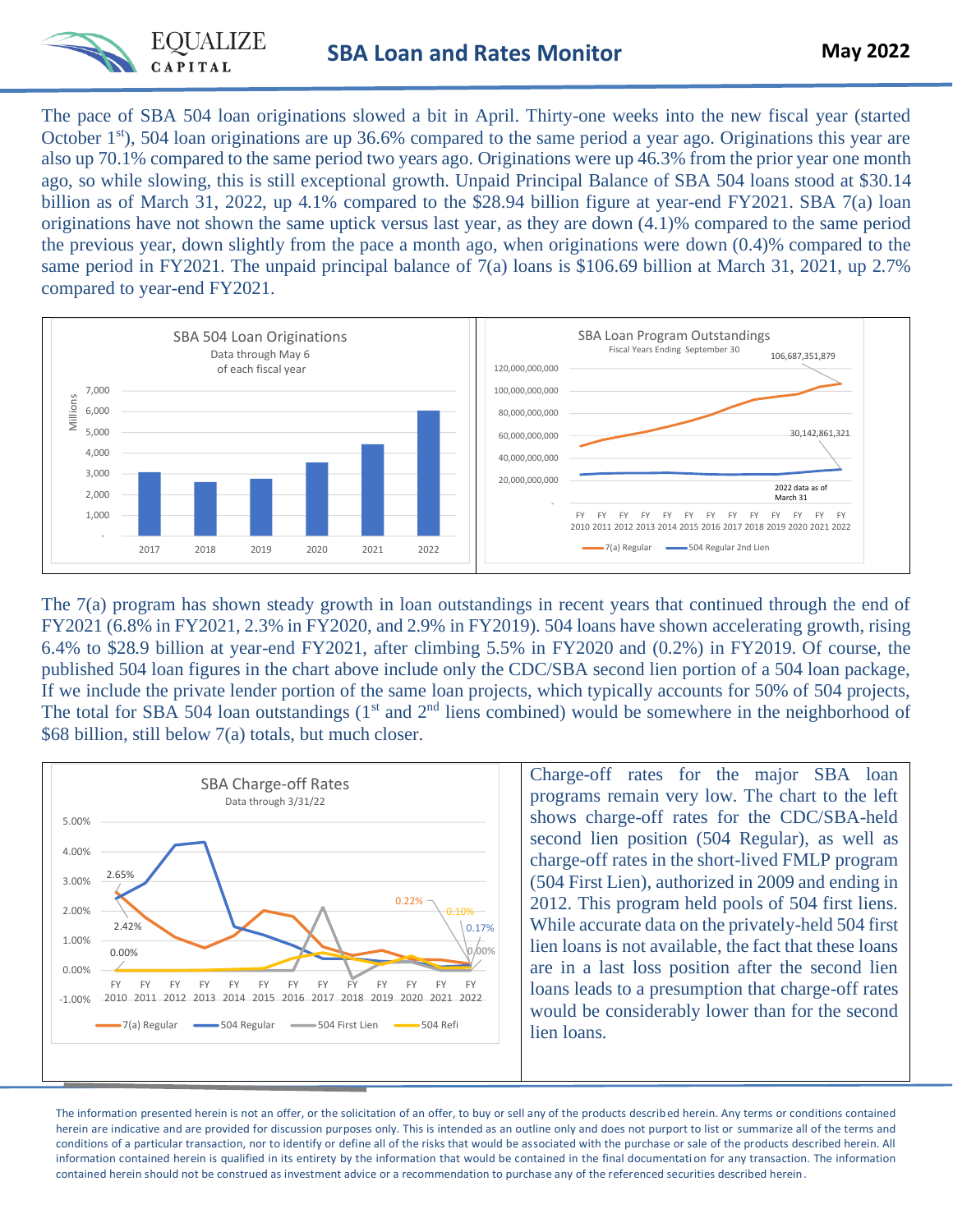# SBA Loan and Rates Monitor

**May 2022**

The pace of SBA 504 loan originations slowed a bit in April. Thirty-one weeks into the new fiscal year (started October 1st), 504 loan originations are up 36.6% compared to the same period a year ago. Originations this year are also up 70.1% compared to the same period two years ago. Originations were up 46.3% from the prior year one month ago, so while slowing, this is still exceptional growth. Unpaid Principal Balance of SBA 504 loans stood at $30.14 billion as of March 31, 2022, up 4.1% compared to the $28.94 billion figure at year-end FY2021. SBA 7(a) loan originations have not shown the same uptick versus last year, as they are down (4.1)% compared to the same period the previous year, down slightly from the pace a month ago, when originations were down (0.4)% compared to the same period in FY2021. The unpaid principal balance of 7(a) loans is $106.69 billion at March 31, 2021, up 2.7% compared to year-end FY2021.

SBA 504 Loan Originations
Data through May 6 of each fiscal year

SBA Loan Program Outstandings
Fiscal Years Ending September 30

The 7(a) program has shown steady growth in loan outstandings in recent years that continued through the end of FY2021 (6.8% in FY2021, 2.3% in FY2020, and 2.9% in FY2019). 504 loans have shown accelerating growth, rising 6.4% to $28.9 billion at year-end FY2021, after climbing 5.5% in FY2020 and (0.2%) in FY2019. Of course, the published 504 loan figures in the chart above include only the CDC/SBA second lien portion of a 504 loan package, If we include the private lender portion of the same loan projects, which typically accounts for 50% of 504 projects, The total for SBA 504 loan outstandings (1st and 2nd liens combined) would be somewhere in the neighborhood of $68 billion, still below 7(a) totals, but much closer.

SBA Charge-off Rates
Data through 3/31/22

Charge-off rates for the major SBA loan programs remain very low. The chart to the left shows charge-off rates for the CDC/SBA-held second lien position (504 Regular), as well as charge-off rates in the short-lived FMLP program (504 First Lien), authorized in 2009 and ending in 2012. This program held pools of 504 first liens. While accurate data on the privately-held 504 first lien loans is not available, the fact that these loans are in a last loss position after the second lien loans leads to a presumption that charge-off rates would be considerably lower than for the second lien loans.

The information presented herein is not an offer, or the solicitation of an offer, to buy or sell any of the products described herein. Any terms or conditions contained herein are indicative and are provided for discussion purposes only. This is intended as an outline only and does not purport to list or summarize all of the terms and conditions of a particular transaction, nor to identify or define all of the risks that would be associated with the purchase or sale of the products described herein. All information contained herein is qualified in its entirety by the information that would be contained in the final documentation for any transaction. The information contained herein should not be construed as investment advice or a recommendation to purchase any of the referenced securities described herein.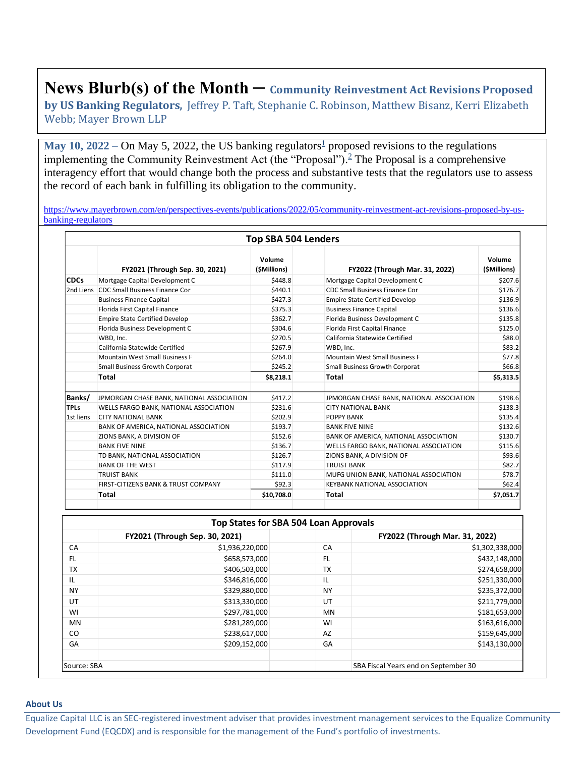# News Blurb(s) of the Month – Community Reinvestment Act Revisions Proposed by US Banking Regulators, Jeffrey P. Taft, Stephanie C. Robinson, Matthew Bisanz, Kerri Elizabeth Webb; Mayer Brown LLP

**May 10, 2022** – On May 5, 2022, the US banking regulators[1] proposed revisions to the regulations implementing the Community Reinvestment Act (the "Proposal").[2] The Proposal is a comprehensive interagency effort that would change both the process and substantive tests that the regulators use to assess the record of each bank in fulfilling its obligation to the community.

https://www.mayerbrown.com/en/perspectives-events/publications/2022/05/community-reinvestment-act-revisions-proposed-by-us-banking-regulators

**Top SBA 504 Lenders**

| | FY2021 (Through Sep. 30, 2021) | Volume ($Millions) | FY2022 (Through Mar. 31, 2022) | Volume ($Millions) |
|---|---|---|---|---|
| **CDCs** | Mortgage Capital Development C | $448.8 | Mortgage Capital Development C | $207.6 |
| 2nd Liens | CDC Small Business Finance Cor | $440.1 | CDC Small Business Finance Cor | $176.7 |
| | Business Finance Capital | $427.3 | Empire State Certified Develop | $136.9 |
| | Florida First Capital Finance | $375.3 | Business Finance Capital | $136.6 |
| | Empire State Certified Develop | $362.7 | Florida Business Development C | $135.8 |
| | Florida Business Development C | $304.6 | Florida First Capital Finance | $125.0 |
| | WBD, Inc. | $270.5 | California Statewide Certified | $88.0 |
| | California Statewide Certified | $267.9 | WBD, Inc. | $83.2 |
| | Mountain West Small Business F | $264.0 | Mountain West Small Business F | $77.8 |
| | Small Business Growth Corporat | $245.2 | Small Business Growth Corporat | $66.8 |
| | **Total** | **$8,218.1** | **Total** | **$5,313.5** |
| **Banks/ TPLs** | JPMORGAN CHASE BANK, NATIONAL ASSOCIATION | $417.2 | JPMORGAN CHASE BANK, NATIONAL ASSOCIATION | $198.6 |
| 1st liens | WELLS FARGO BANK, NATIONAL ASSOCIATION | $231.6 | CITY NATIONAL BANK | $138.3 |
| | CITY NATIONAL BANK | $202.9 | POPPY BANK | $135.4 |
| | BANK OF AMERICA, NATIONAL ASSOCIATION | $193.7 | BANK FIVE NINE | $132.6 |
| | ZIONS BANK, A DIVISION OF | $152.6 | BANK OF AMERICA, NATIONAL ASSOCIATION | $130.7 |
| | BANK FIVE NINE | $136.7 | WELLS FARGO BANK, NATIONAL ASSOCIATION | $115.6 |
| | TD BANK, NATIONAL ASSOCIATION | $126.7 | ZIONS BANK, A DIVISION OF | $93.6 |
| | BANK OF THE WEST | $117.9 | TRUIST BANK | $82.7 |
| | TRUIST BANK | $111.0 | MUFG UNION BANK, NATIONAL ASSOCIATION | $78.7 |
| | FIRST-CITIZENS BANK & TRUST COMPANY | $92.3 | KEYBANK NATIONAL ASSOCIATION | $62.4 |
| | **Total** | **$10,708.0** | **Total** | **$7,051.7** |

**Top States for SBA 504 Loan Approvals**

| | FY2021 (Through Sep. 30, 2021) | | FY2022 (Through Mar. 31, 2022) |
|---|---|---|---|
| CA | $1,936,220,000 | CA | $1,302,338,000 |
| FL | $658,573,000 | FL | $432,148,000 |
| TX | $406,503,000 | TX | $274,658,000 |
| IL | $346,816,000 | IL | $251,330,000 |
| NY | $329,880,000 | NY | $235,372,000 |
| UT | $313,330,000 | UT | $211,779,000 |
| WI | $297,781,000 | MN | $181,653,000 |
| MN | $281,289,000 | WI | $163,616,000 |
| CO | $238,617,000 | AZ | $159,645,000 |
| GA | $209,152,000 | GA | $143,130,000 |

Source: SBA | SBA Fiscal Years end on September 30

**About Us**

Equalize Capital LLC is an SEC-registered investment adviser that provides investment management services to the Equalize Community Development Fund (EQCDX) and is responsible for the management of the Fund's portfolio of investments.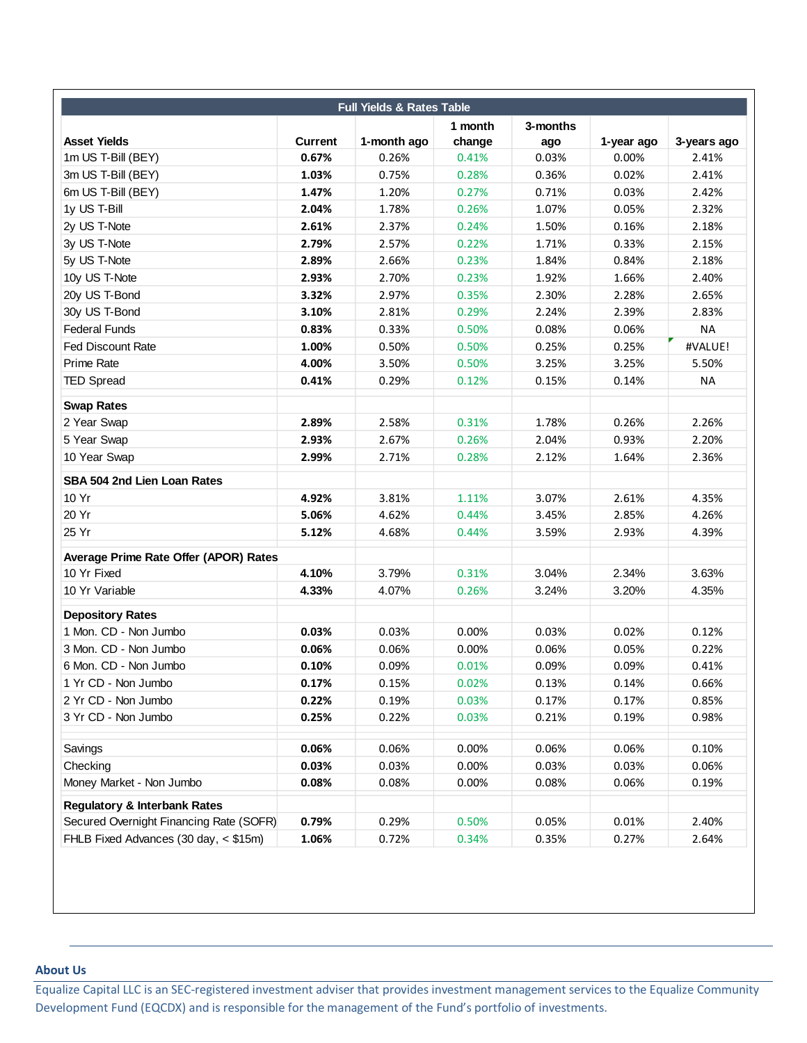| Full Yields & Rates Table | | | | | | |
|---|---|---|---|---|---|---|
| **Asset Yields** | **Current** | **1-month ago** | **1 month change** | **3-months ago** | **1-year ago** | **3-years ago** |
| 1m US T-Bill (BEY) | **0.67%** | 0.26% | 0.41% | 0.03% | 0.00% | 2.41% |
| 3m US T-Bill (BEY) | **1.03%** | 0.75% | 0.28% | 0.36% | 0.02% | 2.41% |
| 6m US T-Bill (BEY) | **1.47%** | 1.20% | 0.27% | 0.71% | 0.03% | 2.42% |
| 1y US T-Bill | **2.04%** | 1.78% | 0.26% | 1.07% | 0.05% | 2.32% |
| 2y US T-Note | **2.61%** | 2.37% | 0.24% | 1.50% | 0.16% | 2.18% |
| 3y US T-Note | **2.79%** | 2.57% | 0.22% | 1.71% | 0.33% | 2.15% |
| 5y US T-Note | **2.89%** | 2.66% | 0.23% | 1.84% | 0.84% | 2.18% |
| 10y US T-Note | **2.93%** | 2.70% | 0.23% | 1.92% | 1.66% | 2.40% |
| 20y US T-Bond | **3.32%** | 2.97% | 0.35% | 2.30% | 2.28% | 2.65% |
| 30y US T-Bond | **3.10%** | 2.81% | 0.29% | 2.24% | 2.39% | 2.83% |
| Federal Funds | **0.83%** | 0.33% | 0.50% | 0.08% | 0.06% | NA |
| Fed Discount Rate | **1.00%** | 0.50% | 0.50% | 0.25% | 0.25% | #VALUE! |
| Prime Rate | **4.00%** | 3.50% | 0.50% | 3.25% | 3.25% | 5.50% |
| TED Spread | **0.41%** | 0.29% | 0.12% | 0.15% | 0.14% | NA |
| **Swap Rates** | | | | | | |
| 2 Year Swap | **2.89%** | 2.58% | 0.31% | 1.78% | 0.26% | 2.26% |
| 5 Year Swap | **2.93%** | 2.67% | 0.26% | 2.04% | 0.93% | 2.20% |
| 10 Year Swap | **2.99%** | 2.71% | 0.28% | 2.12% | 1.64% | 2.36% |
| **SBA 504 2nd Lien Loan Rates** | | | | | | |
| 10 Yr | **4.92%** | 3.81% | 1.11% | 3.07% | 2.61% | 4.35% |
| 20 Yr | **5.06%** | 4.62% | 0.44% | 3.45% | 2.85% | 4.26% |
| 25 Yr | **5.12%** | 4.68% | 0.44% | 3.59% | 2.93% | 4.39% |
| **Average Prime Rate Offer (APOR) Rates** | | | | | | |
| 10 Yr Fixed | **4.10%** | 3.79% | 0.31% | 3.04% | 2.34% | 3.63% |
| 10 Yr Variable | **4.33%** | 4.07% | 0.26% | 3.24% | 3.20% | 4.35% |
| **Depository Rates** | | | | | | |
| 1 Mon. CD - Non Jumbo | **0.03%** | 0.03% | 0.00% | 0.03% | 0.02% | 0.12% |
| 3 Mon. CD - Non Jumbo | **0.06%** | 0.06% | 0.00% | 0.06% | 0.05% | 0.22% |
| 6 Mon. CD - Non Jumbo | **0.10%** | 0.09% | 0.01% | 0.09% | 0.09% | 0.41% |
| 1 Yr CD - Non Jumbo | **0.17%** | 0.15% | 0.02% | 0.13% | 0.14% | 0.66% |
| 2 Yr CD - Non Jumbo | **0.22%** | 0.19% | 0.03% | 0.17% | 0.17% | 0.85% |
| 3 Yr CD - Non Jumbo | **0.25%** | 0.22% | 0.03% | 0.21% | 0.19% | 0.98% |
| | | | | | | |
| Savings | **0.06%** | 0.06% | 0.00% | 0.06% | 0.06% | 0.10% |
| Checking | **0.03%** | 0.03% | 0.00% | 0.03% | 0.03% | 0.06% |
| Money Market - Non Jumbo | **0.08%** | 0.08% | 0.00% | 0.08% | 0.06% | 0.19% |
| **Regulatory & Interbank Rates** | | | | | | |
| Secured Overnight Financing Rate (SOFR) | **0.79%** | 0.29% | 0.50% | 0.05% | 0.01% | 2.40% |
| FHLB Fixed Advances (30 day, < $15m) | **1.06%** | 0.72% | 0.34% | 0.35% | 0.27% | 2.64% |

## About Us

Equalize Capital LLC is an SEC-registered investment adviser that provides investment management services to the Equalize Community Development Fund (EQCDX) and is responsible for the management of the Fund's portfolio of investments.